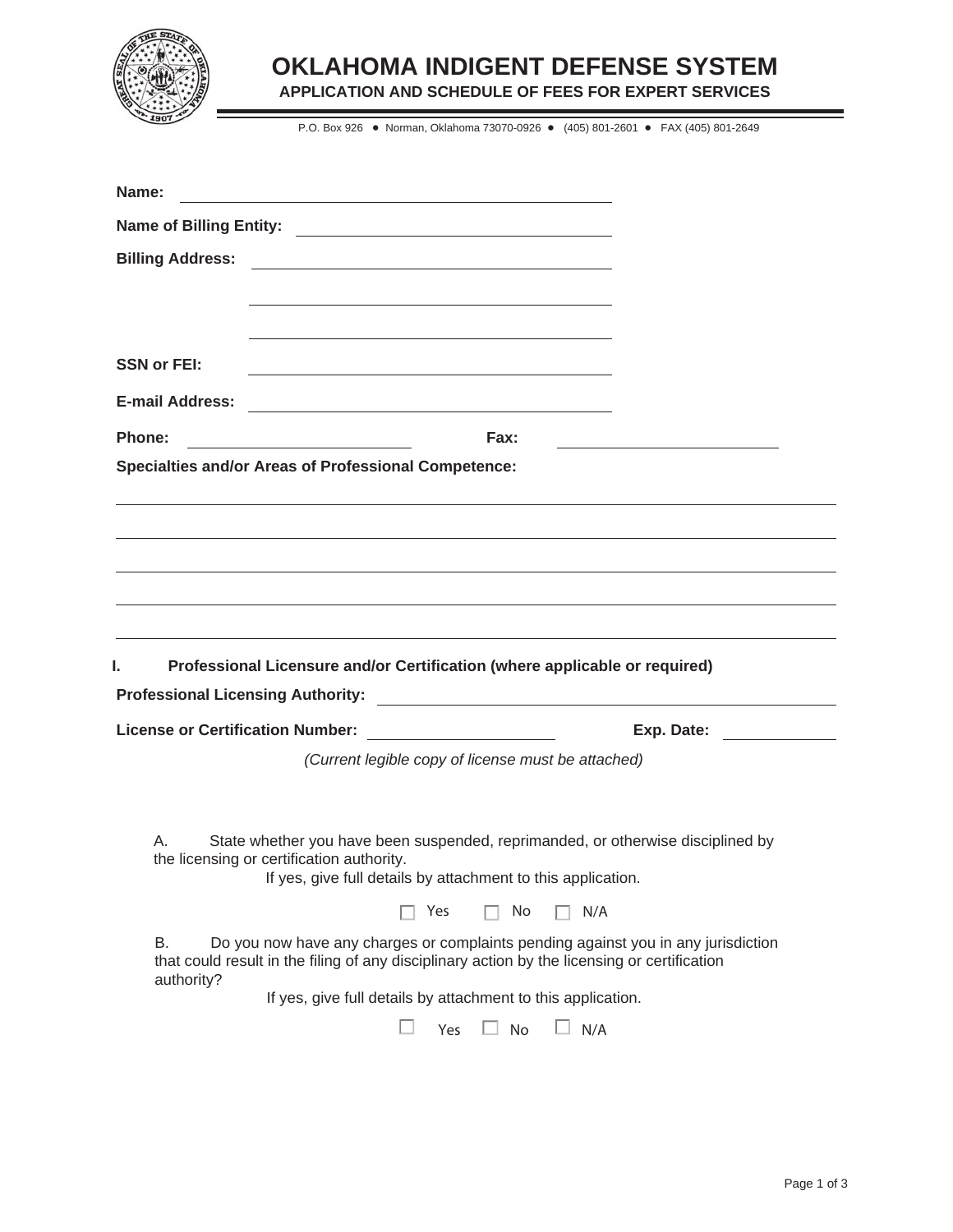# OKLAHOMA INDIGENT DEFENSE SYSTEM

## APPLICATION AND SCHEDULE OF FEES FOR EXPERT SERVICES

P.O. Box 926 ● Norman, Oklahoma 73070-0926 ● (405) 801-2601 ● FAX (405) 801-2649

**Name:** ______________________________

**Name of Billing Entity:** ______________________________

**Billing Address:** ______________________________

______________________________

______________________________

**SSN or FEI:** ______________________________

**E-mail Address:** ______________________________

**Phone:** ____________________ **Fax:** ____________________

**Specialties and/or Areas of Professional Competence:**

______________________________________________________________

______________________________________________________________

______________________________________________________________

______________________________________________________________

______________________________________________________________

**I. Professional Licensure and/or Certification (where applicable or required)**

**Professional Licensing Authority:** ______________________________

**License or Certification Number:** ____________________ **Exp. Date:** __________

*(Current legible copy of license must be attached)*

A. State whether you have been suspended, reprimanded, or otherwise disciplined by the licensing or certification authority.

If yes, give full details by attachment to this application.

☐ Yes ☐ No ☐ N/A

B. Do you now have any charges or complaints pending against you in any jurisdiction that could result in the filing of any disciplinary action by the licensing or certification authority?

If yes, give full details by attachment to this application.

☐ Yes ☐ No ☐ N/A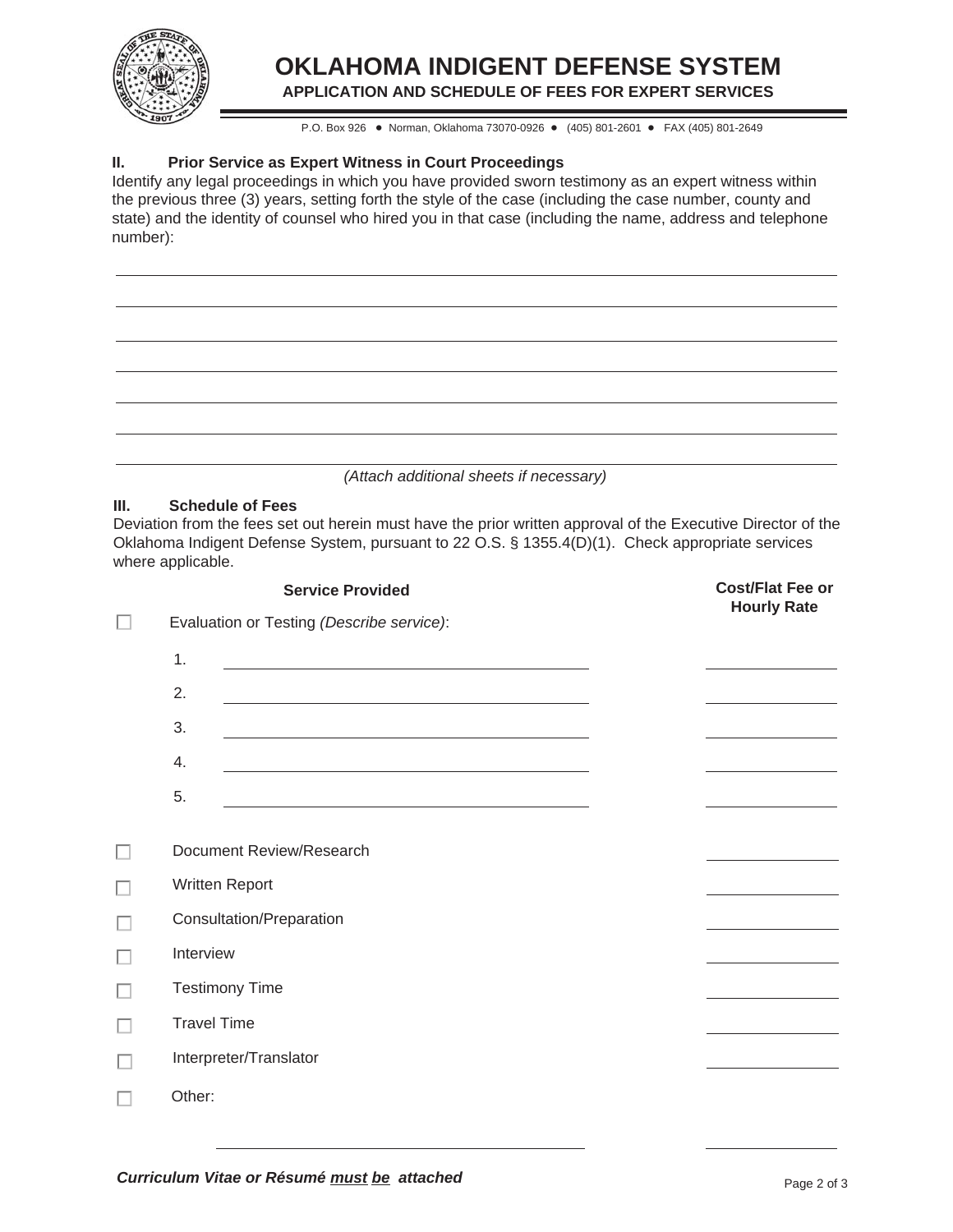# OKLAHOMA INDIGENT DEFENSE SYSTEM

**APPLICATION AND SCHEDULE OF FEES FOR EXPERT SERVICES**

P.O. Box 926 ● Norman, Oklahoma 73070-0926 ● (405) 801-2601 ● FAX (405) 801-2649

## II. Prior Service as Expert Witness in Court Proceedings

Identify any legal proceedings in which you have provided sworn testimony as an expert witness within the previous three (3) years, setting forth the style of the case (including the case number, county and state) and the identity of counsel who hired you in that case (including the name, address and telephone number):

______________________________________________________________________

______________________________________________________________________

______________________________________________________________________

______________________________________________________________________

______________________________________________________________________

______________________________________________________________________

______________________________________________________________________

*(Attach additional sheets if necessary)*

## III. Schedule of Fees

Deviation from the fees set out herein must have the prior written approval of the Executive Director of the Oklahoma Indigent Defense System, pursuant to 22 O.S. § 1355.4(D)(1). Check appropriate services where applicable.

| | **Service Provided** | **Cost/Flat Fee or Hourly Rate** |
|---|---|---|
| ☐ | Evaluation or Testing *(Describe service)*: | |
| | 1. ____________________ | ________ |
| | 2. ____________________ | ________ |
| | 3. ____________________ | ________ |
| | 4. ____________________ | ________ |
| | 5. ____________________ | ________ |
| ☐ | Document Review/Research | ________ |
| ☐ | Written Report | ________ |
| ☐ | Consultation/Preparation | ________ |
| ☐ | Interview | ________ |
| ☐ | Testimony Time | ________ |
| ☐ | Travel Time | ________ |
| ☐ | Interpreter/Translator | ________ |
| ☐ | Other: ____________________ | ________ |

***Curriculum Vitae or Résumé must be attached***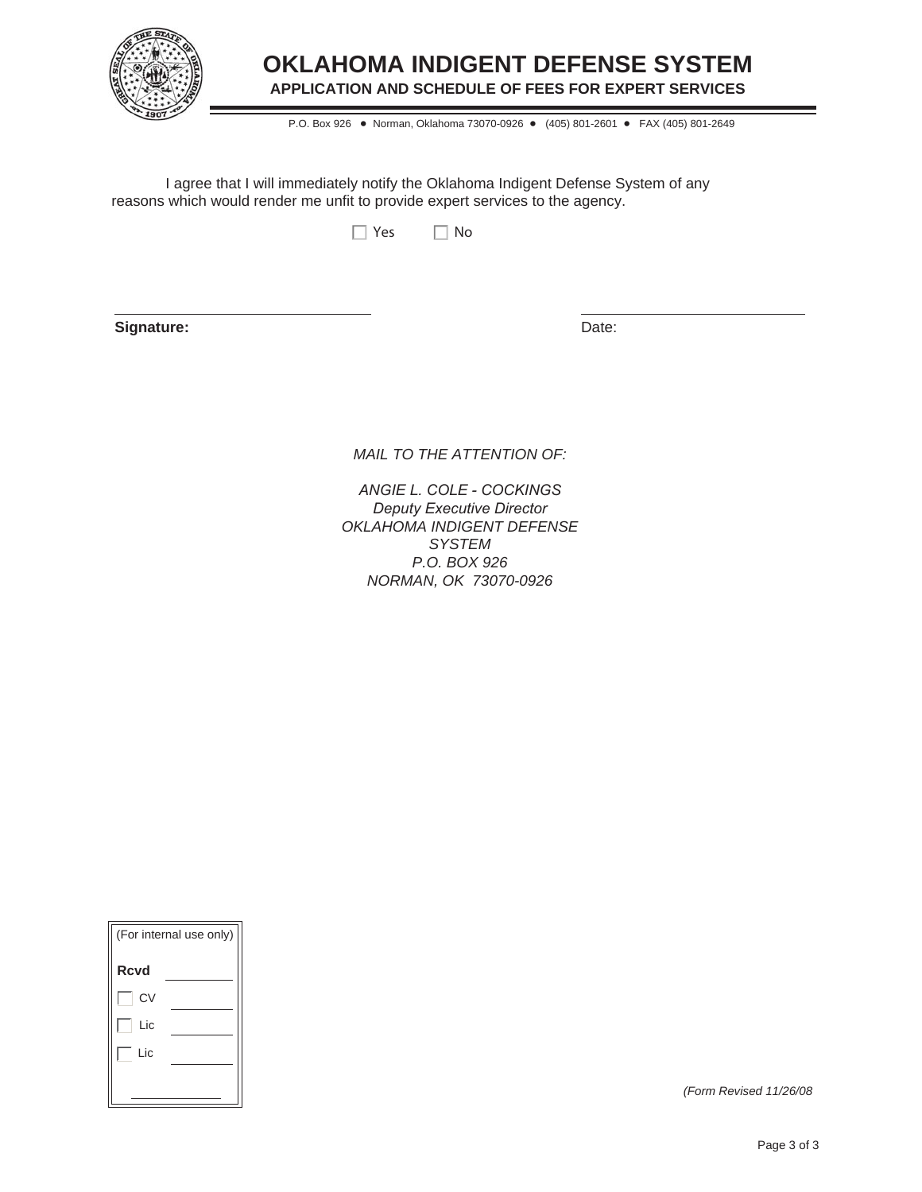# OKLAHOMA INDIGENT DEFENSE SYSTEM

**APPLICATION AND SCHEDULE OF FEES FOR EXPERT SERVICES**

P.O. Box 926 • Norman, Oklahoma 73070-0926 • (405) 801-2601 • FAX (405) 801-2649

I agree that I will immediately notify the Oklahoma Indigent Defense System of any reasons which would render me unfit to provide expert services to the agency.

☐ Yes ☐ No

**Signature:** ______________________________ Date: ______________________________

*MAIL TO THE ATTENTION OF:*

*ANGIE L. COLE - COCKINGS*
*Deputy Executive Director*
*OKLAHOMA INDIGENT DEFENSE SYSTEM*
*P.O. BOX 926*
*NORMAN, OK 73070-0926*

(For internal use only)

**Rcvd** ________

☐ CV ________

☐ Lic ________

☐ Lic ________

________

*(Form Revised 11/26/08*